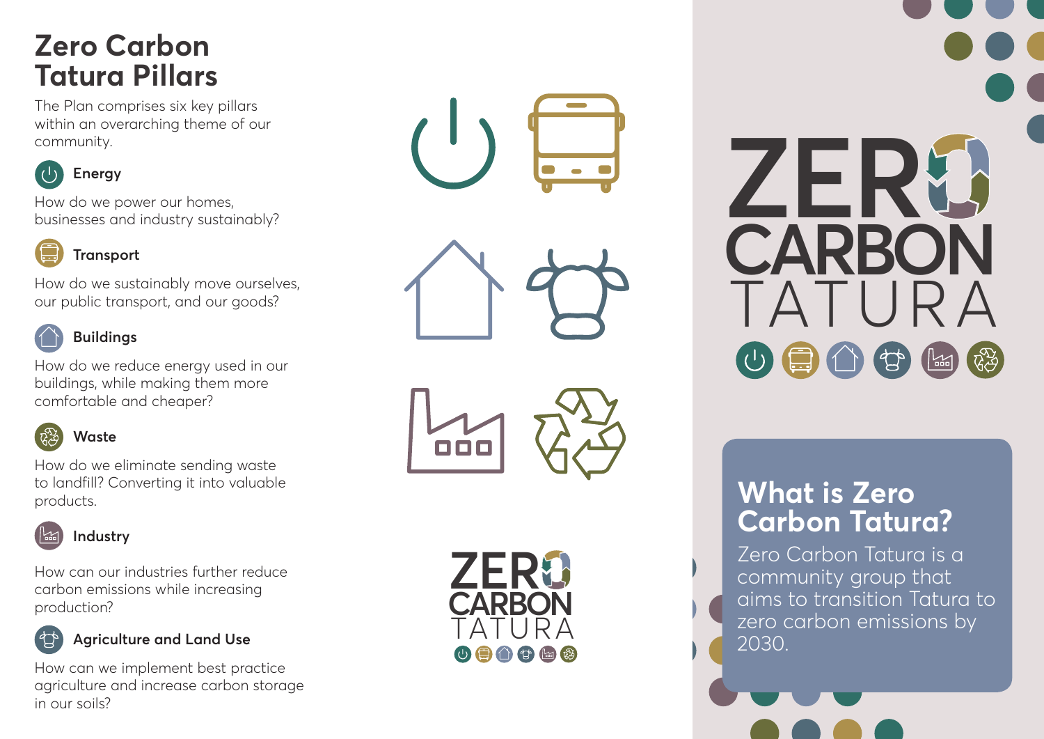# Zero Carbon Tatura Pillars

The Plan comprises six key pillars within an overarching theme of our community.

### Energy

How do we power our homes, businesses and industry sustainably?

### Transport

How do we sustainably move ourselves, our public transport, and our goods?

### Buildings

How do we reduce energy used in our buildings, while making them more comfortable and cheaper?

### Waste

How do we eliminate sending waste to landfill? Converting it into valuable products.

### Industry

How can our industries further reduce carbon emissions while increasing production?

### Agriculture and Land Use

How can we implement best practice agriculture and increase carbon storage in our soils?

ZERO CARBON TATURA

ZERO CARBON TATURA

## What is Zero Carbon Tatura?

Zero Carbon Tatura is a community group that aims to transition Tatura to zero carbon emissions by 2030.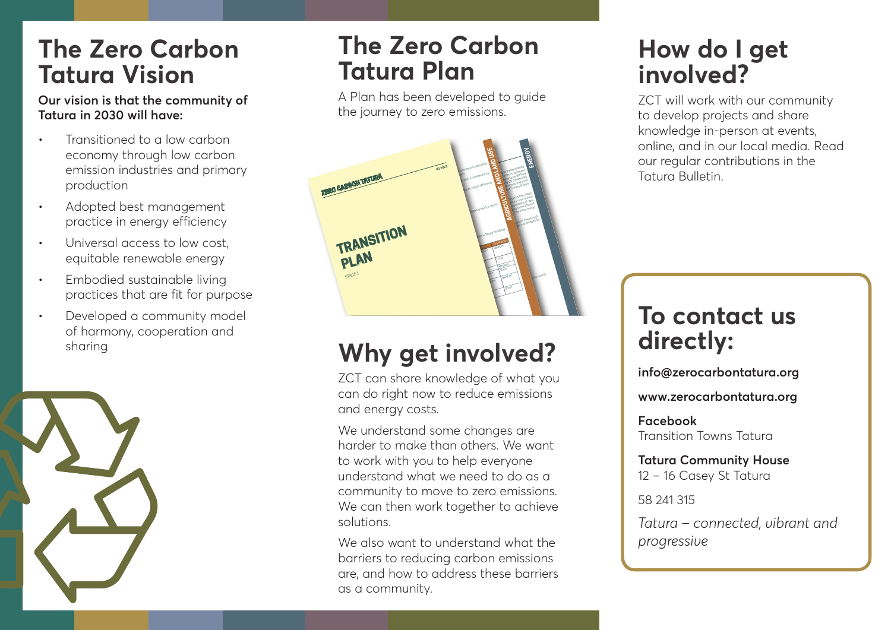# The Zero Carbon Tatura Vision

**Our vision is that the community of Tatura in 2030 will have:**

- Transitioned to a low carbon economy through low carbon emission industries and primary production
- Adopted best management practice in energy efficiency
- Universal access to low cost, equitable renewable energy
- Embodied sustainable living practices that are fit for purpose
- Developed a community model of harmony, cooperation and sharing

# The Zero Carbon Tatura Plan

A Plan has been developed to guide the journey to zero emissions.

# Why get involved?

ZCT can share knowledge of what you can do right now to reduce emissions and energy costs.

We understand some changes are harder to make than others. We want to work with you to help everyone understand what we need to do as a community to move to zero emissions. We can then work together to achieve solutions.

We also want to understand what the barriers to reducing carbon emissions are, and how to address these barriers as a community.

# How do I get involved?

ZCT will work with our community to develop projects and share knowledge in-person at events, online, and in our local media. Read our regular contributions in the Tatura Bulletin.

# To contact us directly:

**info@zerocarbontatura.org**

**www.zerocarbontatura.org**

**Facebook**
Transition Towns Tatura

**Tatura Community House**
12 – 16 Casey St Tatura

58 241 315

*Tatura – connected, vibrant and progressive*